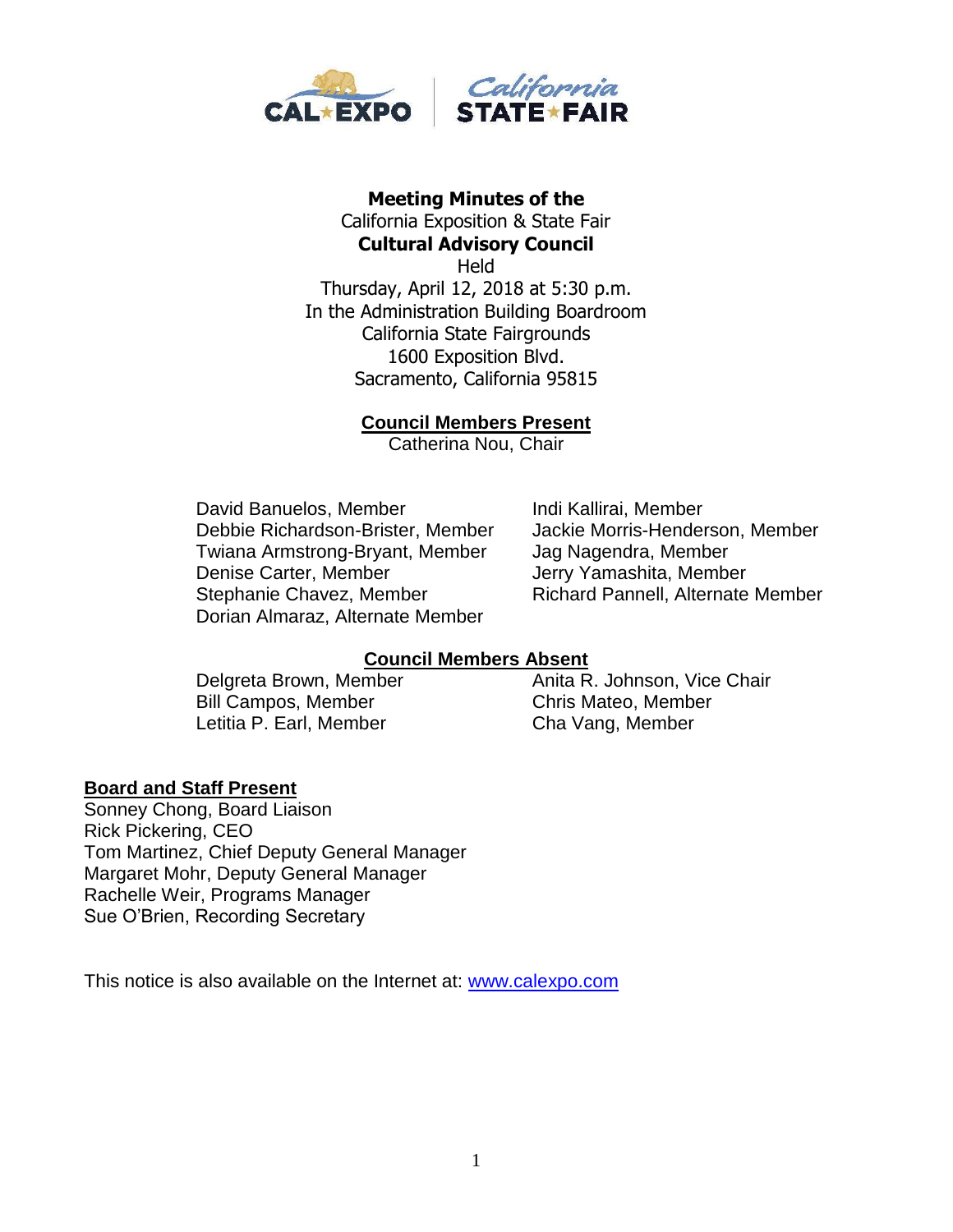**Meeting Minutes of the**
California Exposition & State Fair
**Cultural Advisory Council**
Held
Thursday, April 12, 2018 at 5:30 p.m.
In the Administration Building Boardroom
California State Fairgrounds
1600 Exposition Blvd.
Sacramento, California 95815

## Council Members Present

Catherina Nou, Chair

David Banuelos, Member
Debbie Richardson-Brister, Member
Twiana Armstrong-Bryant, Member
Denise Carter, Member
Stephanie Chavez, Member
Dorian Almaraz, Alternate Member
Indi Kallirai, Member
Jackie Morris-Henderson, Member
Jag Nagendra, Member
Jerry Yamashita, Member
Richard Pannell, Alternate Member

## Council Members Absent

Delgreta Brown, Member
Bill Campos, Member
Letitia P. Earl, Member
Anita R. Johnson, Vice Chair
Chris Mateo, Member
Cha Vang, Member

## Board and Staff Present

Sonney Chong, Board Liaison
Rick Pickering, CEO
Tom Martinez, Chief Deputy General Manager
Margaret Mohr, Deputy General Manager
Rachelle Weir, Programs Manager
Sue O'Brien, Recording Secretary

This notice is also available on the Internet at: www.calexpo.com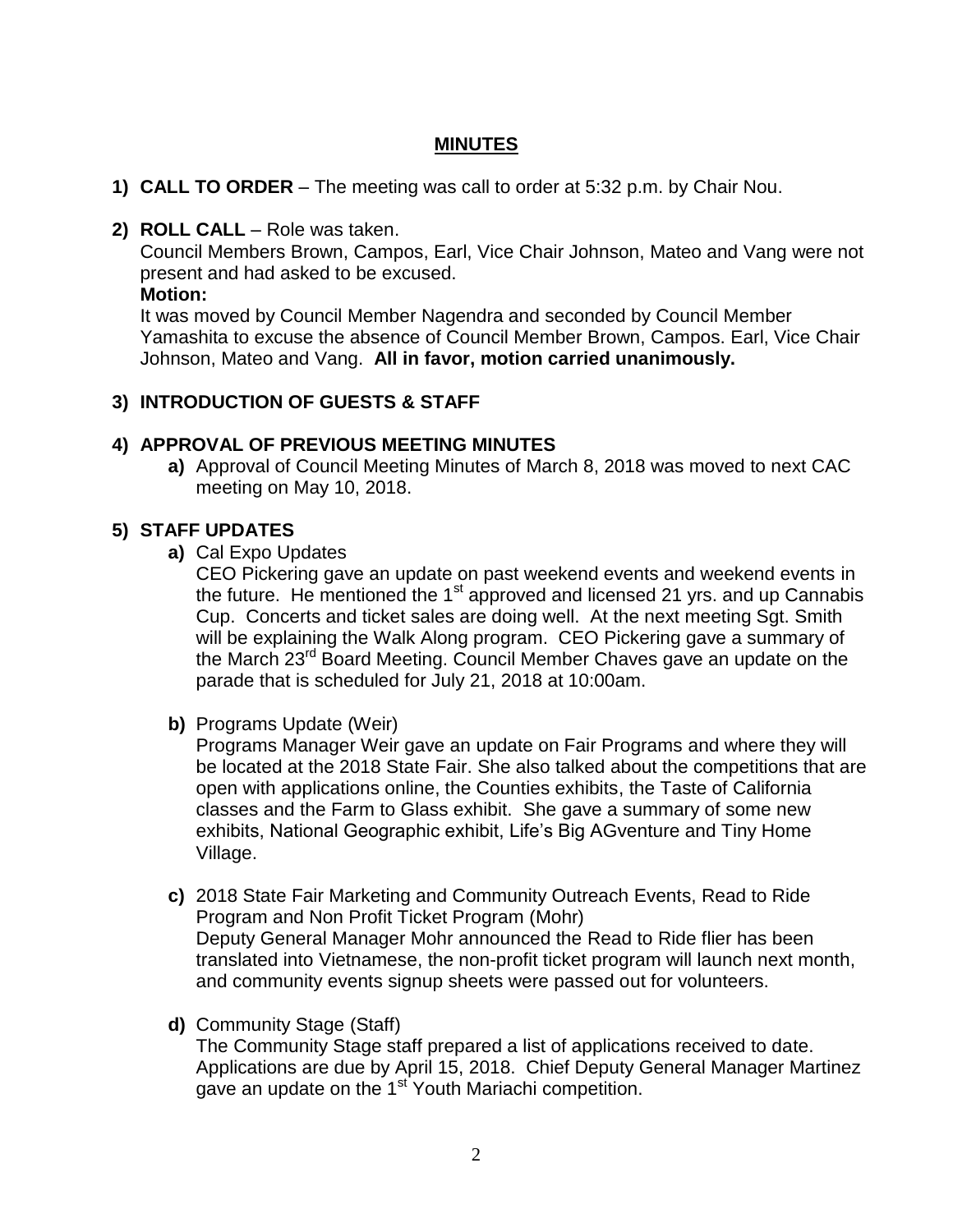## MINUTES

1) **CALL TO ORDER** – The meeting was call to order at 5:32 p.m. by Chair Nou.

2) **ROLL CALL** – Role was taken.
   Council Members Brown, Campos, Earl, Vice Chair Johnson, Mateo and Vang were not present and had asked to be excused.
   **Motion:**
   It was moved by Council Member Nagendra and seconded by Council Member Yamashita to excuse the absence of Council Member Brown, Campos. Earl, Vice Chair Johnson, Mateo and Vang. **All in favor, motion carried unanimously.**

3) **INTRODUCTION OF GUESTS & STAFF**

4) **APPROVAL OF PREVIOUS MEETING MINUTES**
   **a)** Approval of Council Meeting Minutes of March 8, 2018 was moved to next CAC meeting on May 10, 2018.

5) **STAFF UPDATES**
   **a)** Cal Expo Updates
   CEO Pickering gave an update on past weekend events and weekend events in the future. He mentioned the 1st approved and licensed 21 yrs. and up Cannabis Cup. Concerts and ticket sales are doing well. At the next meeting Sgt. Smith will be explaining the Walk Along program. CEO Pickering gave a summary of the March 23rd Board Meeting. Council Member Chaves gave an update on the parade that is scheduled for July 21, 2018 at 10:00am.

   **b)** Programs Update (Weir)
   Programs Manager Weir gave an update on Fair Programs and where they will be located at the 2018 State Fair. She also talked about the competitions that are open with applications online, the Counties exhibits, the Taste of California classes and the Farm to Glass exhibit. She gave a summary of some new exhibits, National Geographic exhibit, Life's Big AGventure and Tiny Home Village.

   **c)** 2018 State Fair Marketing and Community Outreach Events, Read to Ride Program and Non Profit Ticket Program (Mohr)
   Deputy General Manager Mohr announced the Read to Ride flier has been translated into Vietnamese, the non-profit ticket program will launch next month, and community events signup sheets were passed out for volunteers.

   **d)** Community Stage (Staff)
   The Community Stage staff prepared a list of applications received to date. Applications are due by April 15, 2018. Chief Deputy General Manager Martinez gave an update on the 1st Youth Mariachi competition.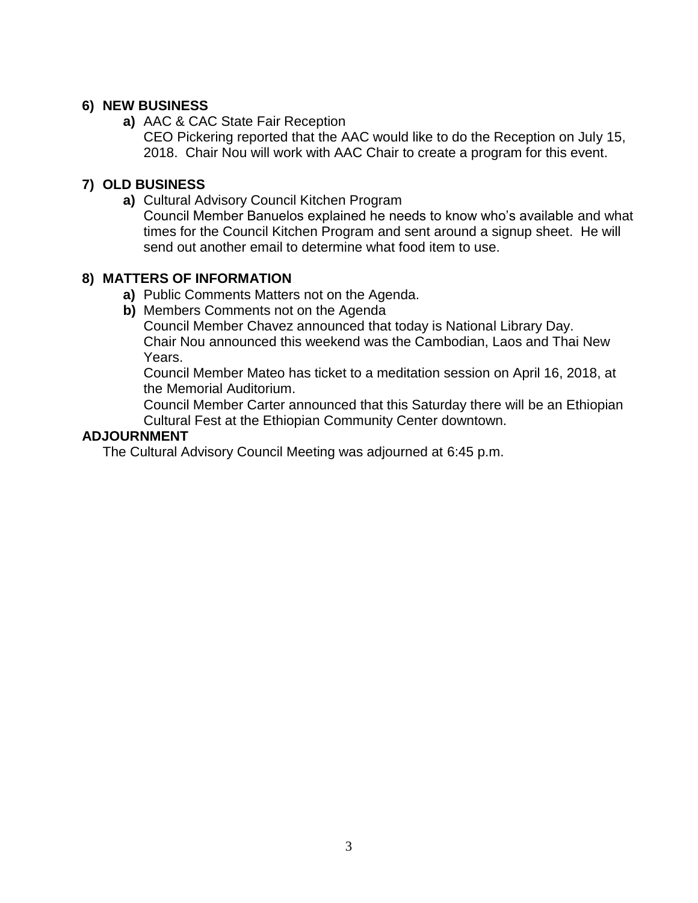## 6) NEW BUSINESS

**a)** AAC & CAC State Fair Reception
CEO Pickering reported that the AAC would like to do the Reception on July 15, 2018. Chair Nou will work with AAC Chair to create a program for this event.

## 7) OLD BUSINESS

**a)** Cultural Advisory Council Kitchen Program
Council Member Banuelos explained he needs to know who's available and what times for the Council Kitchen Program and sent around a signup sheet. He will send out another email to determine what food item to use.

## 8) MATTERS OF INFORMATION

**a)** Public Comments Matters not on the Agenda.

**b)** Members Comments not on the Agenda
Council Member Chavez announced that today is National Library Day.
Chair Nou announced this weekend was the Cambodian, Laos and Thai New Years.
Council Member Mateo has ticket to a meditation session on April 16, 2018, at the Memorial Auditorium.
Council Member Carter announced that this Saturday there will be an Ethiopian Cultural Fest at the Ethiopian Community Center downtown.

## ADJOURNMENT

The Cultural Advisory Council Meeting was adjourned at 6:45 p.m.